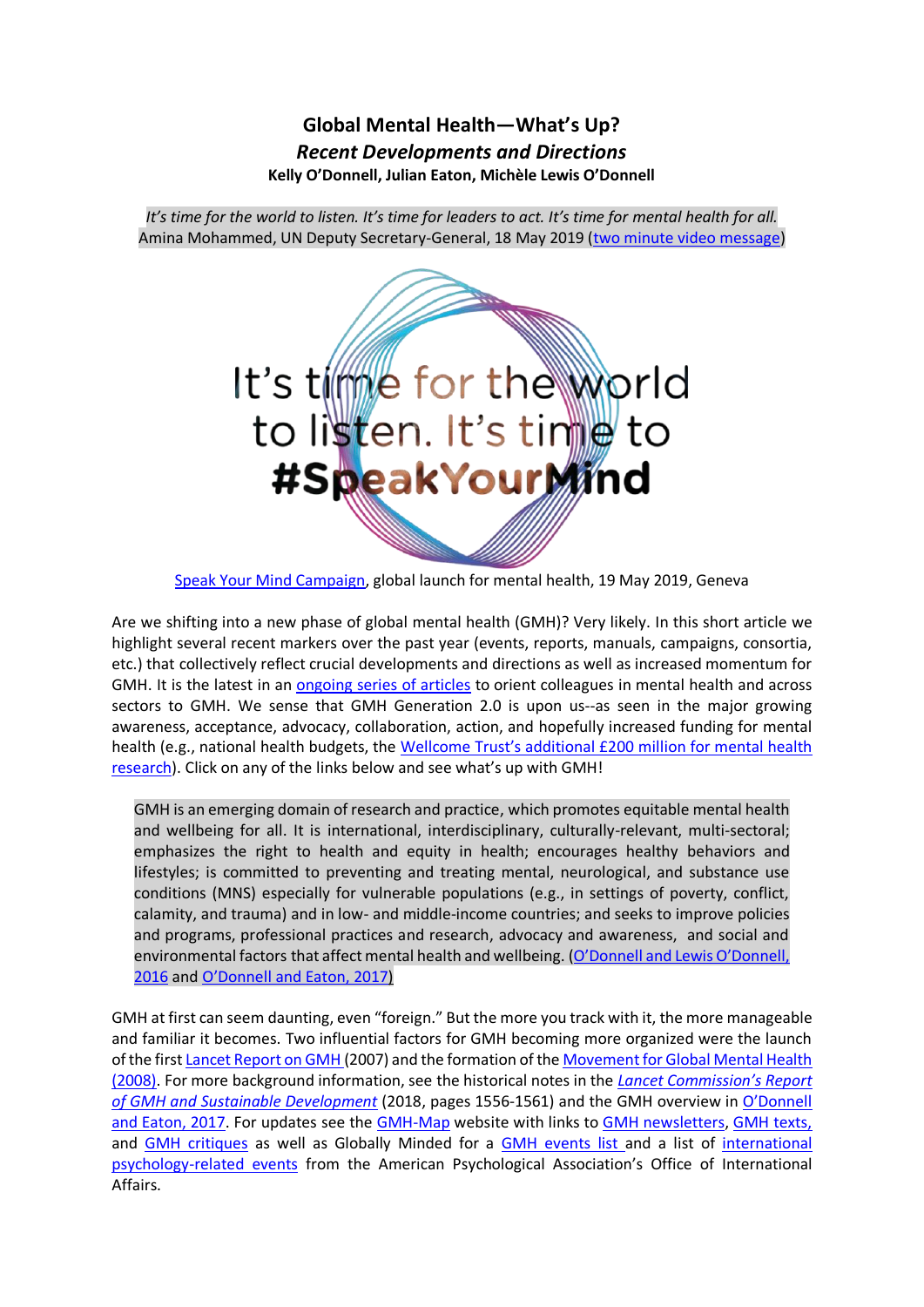# Global Mental Health—What's Up?

## *Recent Developments and Directions*

**Kelly O'Donnell, Julian Eaton, Michèle Lewis O'Donnell**

*It's time for the world to listen. It's time for leaders to act. It's time for mental health for all.*
Amina Mohammed, UN Deputy Secretary-General, 18 May 2019 (two minute video message)

It's time for the world to listen. It's time to **#SpeakYourMind**

Speak Your Mind Campaign, global launch for mental health, 19 May 2019, Geneva

Are we shifting into a new phase of global mental health (GMH)? Very likely. In this short article we highlight several recent markers over the past year (events, reports, manuals, campaigns, consortia, etc.) that collectively reflect crucial developments and directions as well as increased momentum for GMH. It is the latest in an ongoing series of articles to orient colleagues in mental health and across sectors to GMH. We sense that GMH Generation 2.0 is upon us--as seen in the major growing awareness, acceptance, advocacy, collaboration, action, and hopefully increased funding for mental health (e.g., national health budgets, the Wellcome Trust's additional £200 million for mental health research). Click on any of the links below and see what's up with GMH!

> GMH is an emerging domain of research and practice, which promotes equitable mental health and wellbeing for all. It is international, interdisciplinary, culturally-relevant, multi-sectoral; emphasizes the right to health and equity in health; encourages healthy behaviors and lifestyles; is committed to preventing and treating mental, neurological, and substance use conditions (MNS) especially for vulnerable populations (e.g., in settings of poverty, conflict, calamity, and trauma) and in low- and middle-income countries; and seeks to improve policies and programs, professional practices and research, advocacy and awareness, and social and environmental factors that affect mental health and wellbeing. (O'Donnell and Lewis O'Donnell, 2016 and O'Donnell and Eaton, 2017)

GMH at first can seem daunting, even "foreign." But the more you track with it, the more manageable and familiar it becomes. Two influential factors for GMH becoming more organized were the launch of the first Lancet Report on GMH (2007) and the formation of the Movement for Global Mental Health (2008). For more background information, see the historical notes in the *Lancet Commission's Report of GMH and Sustainable Development* (2018, pages 1556-1561) and the GMH overview in O'Donnell and Eaton, 2017. For updates see the GMH-Map website with links to GMH newsletters, GMH texts, and GMH critiques as well as Globally Minded for a GMH events list and a list of international psychology-related events from the American Psychological Association's Office of International Affairs.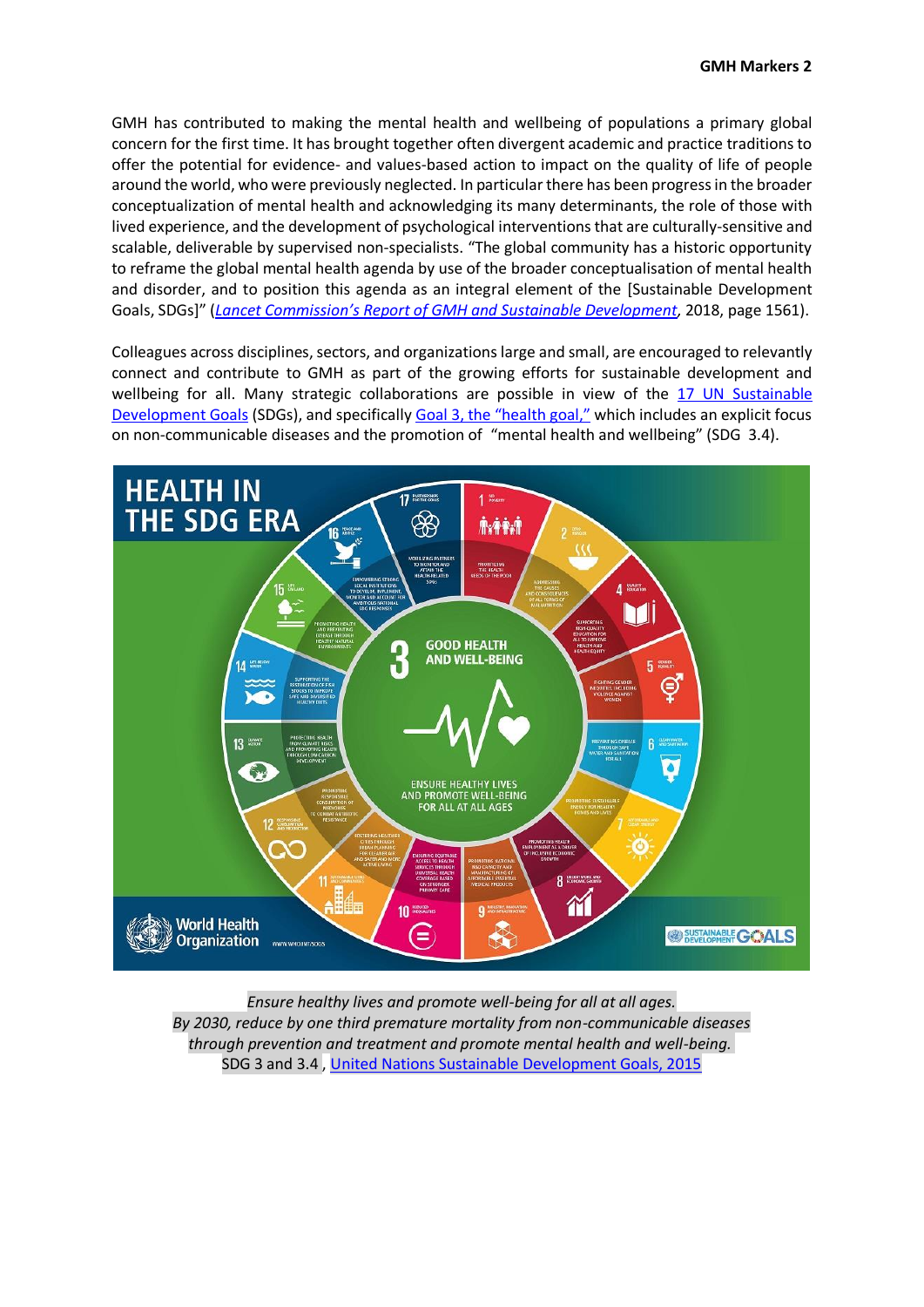GMH has contributed to making the mental health and wellbeing of populations a primary global concern for the first time. It has brought together often divergent academic and practice traditions to offer the potential for evidence- and values-based action to impact on the quality of life of people around the world, who were previously neglected. In particular there has been progress in the broader conceptualization of mental health and acknowledging its many determinants, the role of those with lived experience, and the development of psychological interventions that are culturally-sensitive and scalable, deliverable by supervised non-specialists. "The global community has a historic opportunity to reframe the global mental health agenda by use of the broader conceptualisation of mental health and disorder, and to position this agenda as an integral element of the [Sustainable Development Goals, SDGs]" (*Lancet Commission's Report of GMH and Sustainable Development*, 2018, page 1561).

Colleagues across disciplines, sectors, and organizations large and small, are encouraged to relevantly connect and contribute to GMH as part of the growing efforts for sustainable development and wellbeing for all. Many strategic collaborations are possible in view of the 17 UN Sustainable Development Goals (SDGs), and specifically Goal 3, the "health goal," which includes an explicit focus on non-communicable diseases and the promotion of "mental health and wellbeing" (SDG 3.4).

*Ensure healthy lives and promote well-being for all at all ages.*
*By 2030, reduce by one third premature mortality from non-communicable diseases through prevention and treatment and promote mental health and well-being.*
SDG 3 and 3.4 , United Nations Sustainable Development Goals, 2015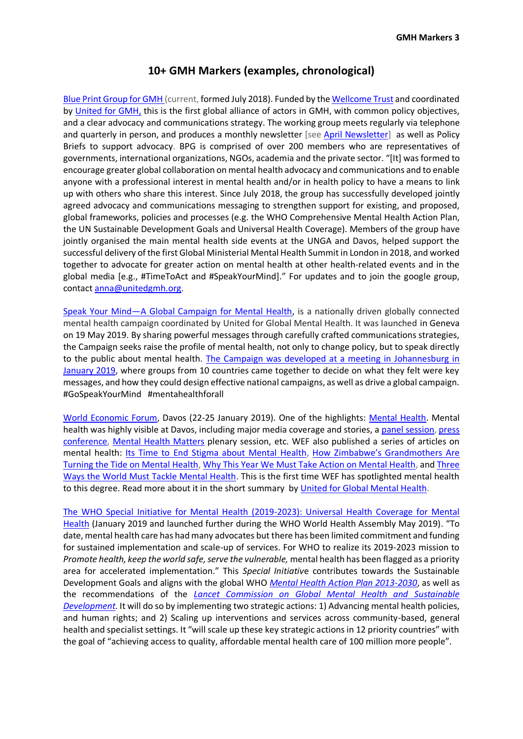# 10+ GMH Markers (examples, chronological)

Blue Print Group for GMH (current, formed July 2018). Funded by the Wellcome Trust and coordinated by United for GMH, this is the first global alliance of actors in GMH, with common policy objectives, and a clear advocacy and communications strategy. The working group meets regularly via telephone and quarterly in person, and produces a monthly newsletter [see April Newsletter] as well as Policy Briefs to support advocacy. BPG is comprised of over 200 members who are representatives of governments, international organizations, NGOs, academia and the private sector. "[It] was formed to encourage greater global collaboration on mental health advocacy and communications and to enable anyone with a professional interest in mental health and/or in health policy to have a means to link up with others who share this interest. Since July 2018, the group has successfully developed jointly agreed advocacy and communications messaging to strengthen support for existing, and proposed, global frameworks, policies and processes (e.g. the WHO Comprehensive Mental Health Action Plan, the UN Sustainable Development Goals and Universal Health Coverage). Members of the group have jointly organised the main mental health side events at the UNGA and Davos, helped support the successful delivery of the first Global Ministerial Mental Health Summit in London in 2018, and worked together to advocate for greater action on mental health at other health-related events and in the global media [e.g., #TimeToAct and #SpeakYourMind]." For updates and to join the google group, contact anna@unitedgmh.org.

Speak Your Mind—A Global Campaign for Mental Health, is a nationally driven globally connected mental health campaign coordinated by United for Global Mental Health. It was launched in Geneva on 19 May 2019. By sharing powerful messages through carefully crafted communications strategies, the Campaign seeks raise the profile of mental health, not only to change policy, but to speak directly to the public about mental health. The Campaign was developed at a meeting in Johannesburg in January 2019, where groups from 10 countries came together to decide on what they felt were key messages, and how they could design effective national campaigns, as well as drive a global campaign. #GoSpeakYourMind #mentahealthforall

World Economic Forum, Davos (22-25 January 2019). One of the highlights: Mental Health. Mental health was highly visible at Davos, including major media coverage and stories, a panel session, press conference, Mental Health Matters plenary session, etc. WEF also published a series of articles on mental health: Its Time to End Stigma about Mental Health, How Zimbabwe's Grandmothers Are Turning the Tide on Mental Health, Why This Year We Must Take Action on Mental Health, and Three Ways the World Must Tackle Mental Health. This is the first time WEF has spotlighted mental health to this degree. Read more about it in the short summary by United for Global Mental Health.

The WHO Special Initiative for Mental Health (2019-2023): Universal Health Coverage for Mental Health (January 2019 and launched further during the WHO World Health Assembly May 2019). "To date, mental health care has had many advocates but there has been limited commitment and funding for sustained implementation and scale-up of services. For WHO to realize its 2019-2023 mission to *Promote health, keep the world safe, serve the vulnerable,* mental health has been flagged as a priority area for accelerated implementation." This *Special Initiative* contributes towards the Sustainable Development Goals and aligns with the global WHO *Mental Health Action Plan 2013-2030*, as well as the recommendations of the *Lancet Commission on Global Mental Health and Sustainable Development*. It will do so by implementing two strategic actions: 1) Advancing mental health policies, and human rights; and 2) Scaling up interventions and services across community-based, general health and specialist settings. It "will scale up these key strategic actions in 12 priority countries" with the goal of "achieving access to quality, affordable mental health care of 100 million more people".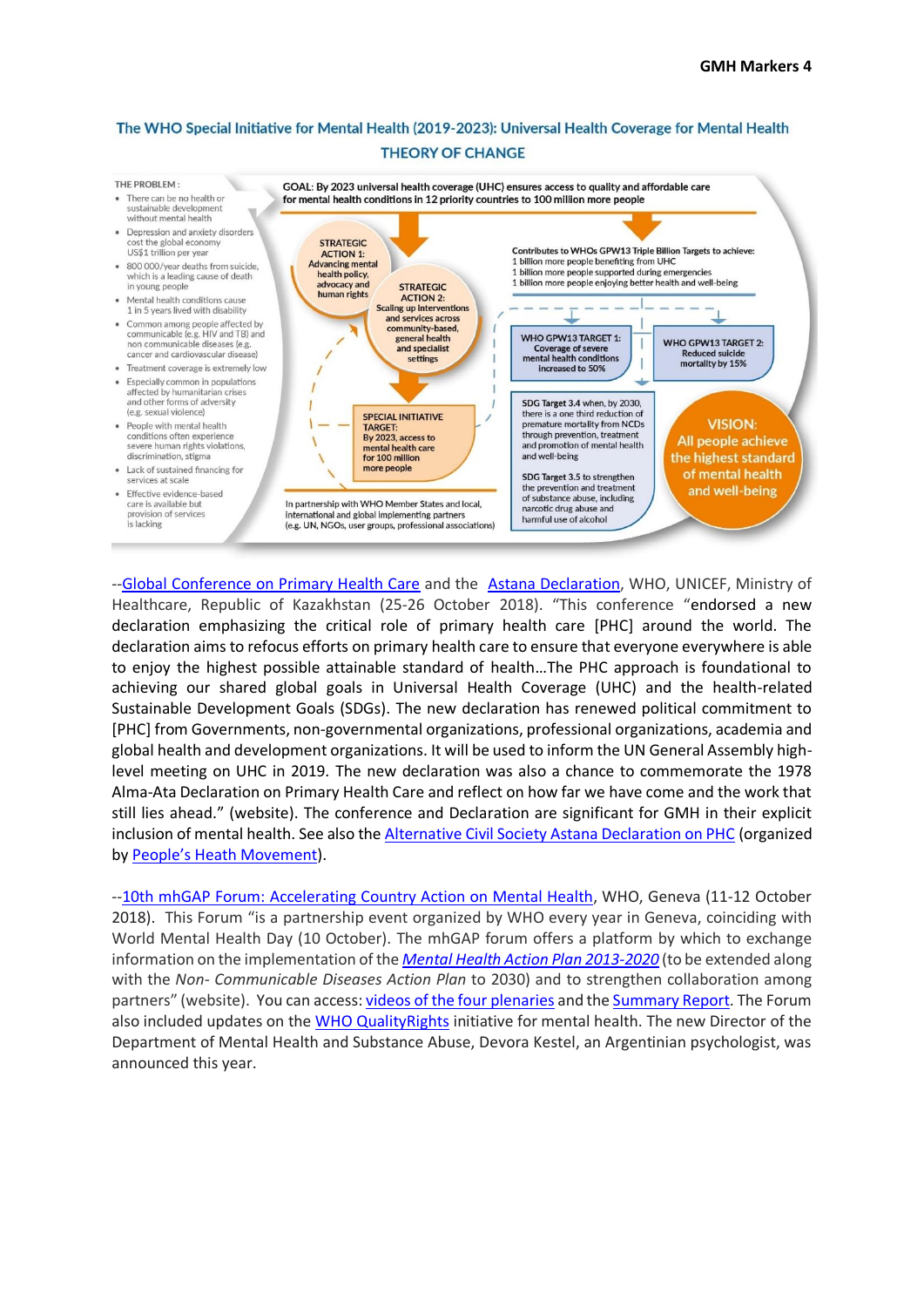## The WHO Special Initiative for Mental Health (2019-2023): Universal Health Coverage for Mental Health

### THEORY OF CHANGE

**THE PROBLEM:**

- There can be no health or sustainable development without mental health
- Depression and anxiety disorders cost the global economy US$1 trillion per year
- 800 000/year deaths from suicide, which is a leading cause of death in young people
- Mental health conditions cause 1 in 5 years lived with disability
- Common among people affected by communicable (e.g. HIV and TB) and non communicable diseases (e.g. cancer and cardiovascular disease)
- Treatment coverage is extremely low
- Especially common in populations affected by humanitarian crises and other forms of adversity (e.g. sexual violence)
- People with mental health conditions often experience severe human rights violations, discrimination, stigma
- Lack of sustained financing for services at scale
- Effective evidence-based care is available but provision of services is lacking

**GOAL:** By 2023 universal health coverage (UHC) ensures access to quality and affordable care for mental health conditions in 12 priority countries to 100 million more people

**STRATEGIC ACTION 1:** Advancing mental health policy, advocacy and human rights

**STRATEGIC ACTION 2:** Scaling up interventions and services across community-based, general health and specialist settings

**SPECIAL INITIATIVE TARGET:** By 2023, access to mental health care for 100 million more people

In partnership with WHO Member States and local, international and global implementing partners (e.g. UN, NGOs, user groups, professional associations)

Contributes to WHOs GPW13 Triple Billion Targets to achieve:
1 billion more people benefiting from UHC
1 billion more people supported during emergencies
1 billion more people enjoying better health and well-being

WHO GPW13 TARGET 1: Coverage of severe mental health conditions increased to 50%

WHO GPW13 TARGET 2: Reduced suicide mortality by 15%

SDG Target 3.4 when, by 2030, there is a one third reduction of premature mortality from NCDs through prevention, treatment and promotion of mental health and well-being

SDG Target 3.5 to strengthen the prevention and treatment of substance abuse, including narcotic drug abuse and harmful use of alcohol

**VISION:** All people achieve the highest standard of mental health and well-being

--Global Conference on Primary Health Care and the Astana Declaration, WHO, UNICEF, Ministry of Healthcare, Republic of Kazakhstan (25-26 October 2018). "This conference "endorsed a new declaration emphasizing the critical role of primary health care [PHC] around the world. The declaration aims to refocus efforts on primary health care to ensure that everyone everywhere is able to enjoy the highest possible attainable standard of health…The PHC approach is foundational to achieving our shared global goals in Universal Health Coverage (UHC) and the health-related Sustainable Development Goals (SDGs). The new declaration has renewed political commitment to [PHC] from Governments, non-governmental organizations, professional organizations, academia and global health and development organizations. It will be used to inform the UN General Assembly high-level meeting on UHC in 2019. The new declaration was also a chance to commemorate the 1978 Alma-Ata Declaration on Primary Health Care and reflect on how far we have come and the work that still lies ahead." (website). The conference and Declaration are significant for GMH in their explicit inclusion of mental health. See also the Alternative Civil Society Astana Declaration on PHC (organized by People's Heath Movement).

--10th mhGAP Forum: Accelerating Country Action on Mental Health, WHO, Geneva (11-12 October 2018). This Forum "is a partnership event organized by WHO every year in Geneva, coinciding with World Mental Health Day (10 October). The mhGAP forum offers a platform by which to exchange information on the implementation of the *Mental Health Action Plan 2013-2020* (to be extended along with the *Non- Communicable Diseases Action Plan* to 2030) and to strengthen collaboration among partners" (website). You can access: videos of the four plenaries and the Summary Report. The Forum also included updates on the WHO QualityRights initiative for mental health. The new Director of the Department of Mental Health and Substance Abuse, Devora Kestel, an Argentinian psychologist, was announced this year.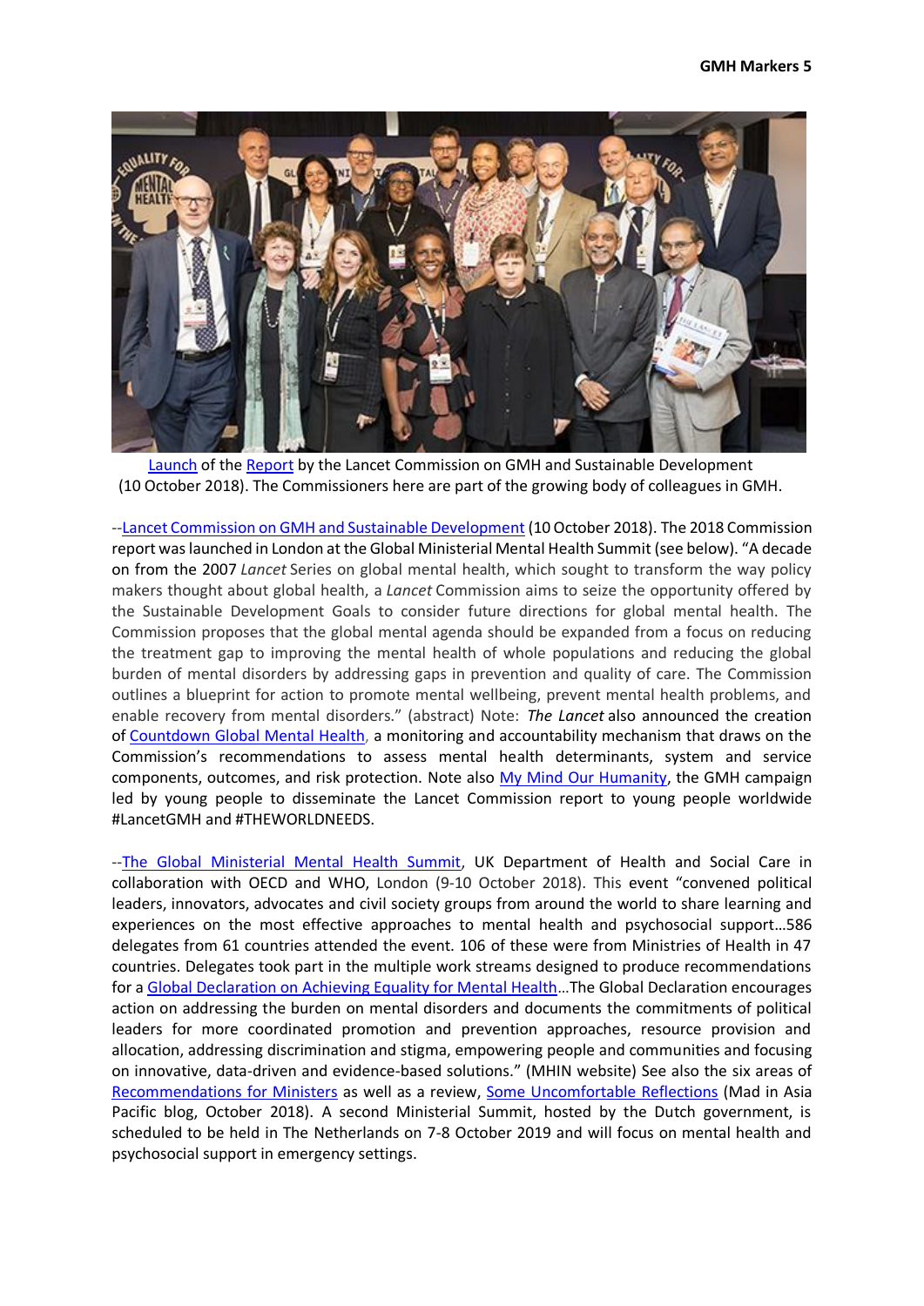Launch of the Report by the Lancet Commission on GMH and Sustainable Development (10 October 2018). The Commissioners here are part of the growing body of colleagues in GMH.

--Lancet Commission on GMH and Sustainable Development (10 October 2018). The 2018 Commission report was launched in London at the Global Ministerial Mental Health Summit (see below). "A decade on from the 2007 *Lancet* Series on global mental health, which sought to transform the way policy makers thought about global health, a *Lancet* Commission aims to seize the opportunity offered by the Sustainable Development Goals to consider future directions for global mental health. The Commission proposes that the global mental agenda should be expanded from a focus on reducing the treatment gap to improving the mental health of whole populations and reducing the global burden of mental disorders by addressing gaps in prevention and quality of care. The Commission outlines a blueprint for action to promote mental wellbeing, prevent mental health problems, and enable recovery from mental disorders." (abstract) Note: *The Lancet* also announced the creation of Countdown Global Mental Health, a monitoring and accountability mechanism that draws on the Commission's recommendations to assess mental health determinants, system and service components, outcomes, and risk protection. Note also My Mind Our Humanity, the GMH campaign led by young people to disseminate the Lancet Commission report to young people worldwide #LancetGMH and #THEWORLDNEEDS.

--The Global Ministerial Mental Health Summit, UK Department of Health and Social Care in collaboration with OECD and WHO, London (9-10 October 2018). This event "convened political leaders, innovators, advocates and civil society groups from around the world to share learning and experiences on the most effective approaches to mental health and psychosocial support…586 delegates from 61 countries attended the event. 106 of these were from Ministries of Health in 47 countries. Delegates took part in the multiple work streams designed to produce recommendations for a Global Declaration on Achieving Equality for Mental Health…The Global Declaration encourages action on addressing the burden on mental disorders and documents the commitments of political leaders for more coordinated promotion and prevention approaches, resource provision and allocation, addressing discrimination and stigma, empowering people and communities and focusing on innovative, data-driven and evidence-based solutions." (MHIN website) See also the six areas of Recommendations for Ministers as well as a review, Some Uncomfortable Reflections (Mad in Asia Pacific blog, October 2018). A second Ministerial Summit, hosted by the Dutch government, is scheduled to be held in The Netherlands on 7-8 October 2019 and will focus on mental health and psychosocial support in emergency settings.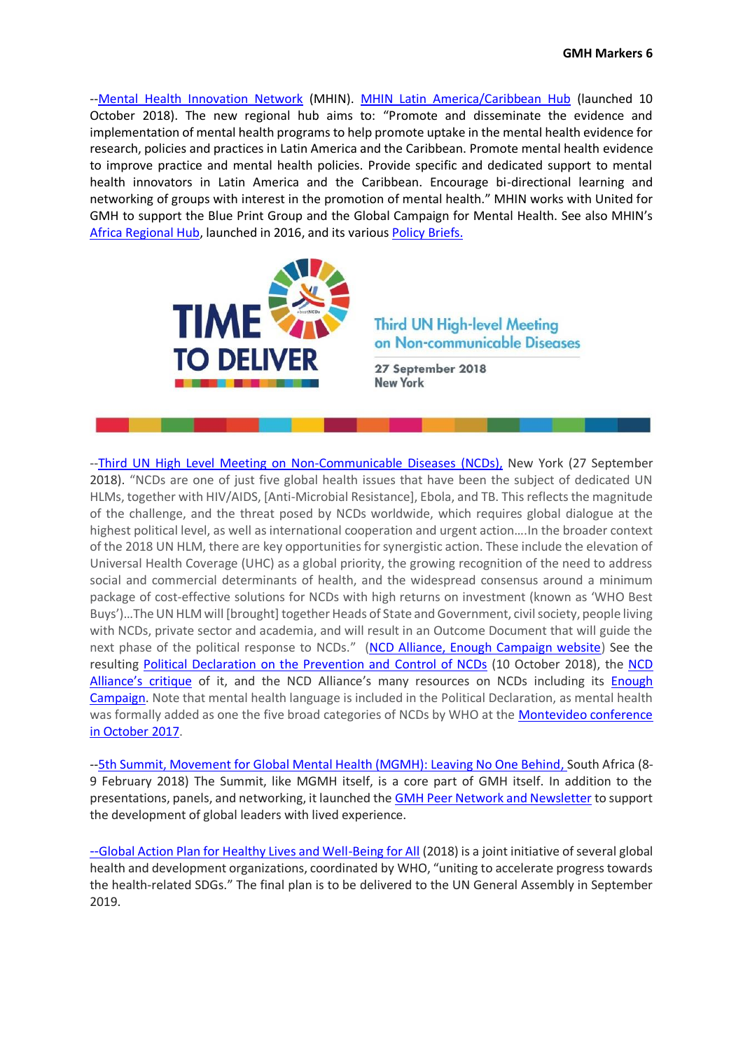--Mental Health Innovation Network (MHIN). MHIN Latin America/Caribbean Hub (launched 10 October 2018). The new regional hub aims to: "Promote and disseminate the evidence and implementation of mental health programs to help promote uptake in the mental health evidence for research, policies and practices in Latin America and the Caribbean. Promote mental health evidence to improve practice and mental health policies. Provide specific and dedicated support to mental health innovators in Latin America and the Caribbean. Encourage bi-directional learning and networking of groups with interest in the promotion of mental health." MHIN works with United for GMH to support the Blue Print Group and the Global Campaign for Mental Health. See also MHIN's Africa Regional Hub, launched in 2016, and its various Policy Briefs.

TIME TO DELIVER

Third UN High-level Meeting on Non-communicable Diseases

27 September 2018
New York

--Third UN High Level Meeting on Non-Communicable Diseases (NCDs), New York (27 September 2018). "NCDs are one of just five global health issues that have been the subject of dedicated UN HLMs, together with HIV/AIDS, [Anti-Microbial Resistance], Ebola, and TB. This reflects the magnitude of the challenge, and the threat posed by NCDs worldwide, which requires global dialogue at the highest political level, as well as international cooperation and urgent action….In the broader context of the 2018 UN HLM, there are key opportunities for synergistic action. These include the elevation of Universal Health Coverage (UHC) as a global priority, the growing recognition of the need to address social and commercial determinants of health, and the widespread consensus around a minimum package of cost-effective solutions for NCDs with high returns on investment (known as 'WHO Best Buys')…The UN HLM will [brought] together Heads of State and Government, civil society, people living with NCDs, private sector and academia, and will result in an Outcome Document that will guide the next phase of the political response to NCDs." (NCD Alliance, Enough Campaign website) See the resulting Political Declaration on the Prevention and Control of NCDs (10 October 2018), the NCD Alliance's critique of it, and the NCD Alliance's many resources on NCDs including its Enough Campaign. Note that mental health language is included in the Political Declaration, as mental health was formally added as one the five broad categories of NCDs by WHO at the Montevideo conference in October 2017.

--5th Summit, Movement for Global Mental Health (MGMH): Leaving No One Behind, South Africa (8-9 February 2018) The Summit, like MGMH itself, is a core part of GMH itself. In addition to the presentations, panels, and networking, it launched the GMH Peer Network and Newsletter to support the development of global leaders with lived experience.

--Global Action Plan for Healthy Lives and Well-Being for All (2018) is a joint initiative of several global health and development organizations, coordinated by WHO, "uniting to accelerate progress towards the health-related SDGs." The final plan is to be delivered to the UN General Assembly in September 2019.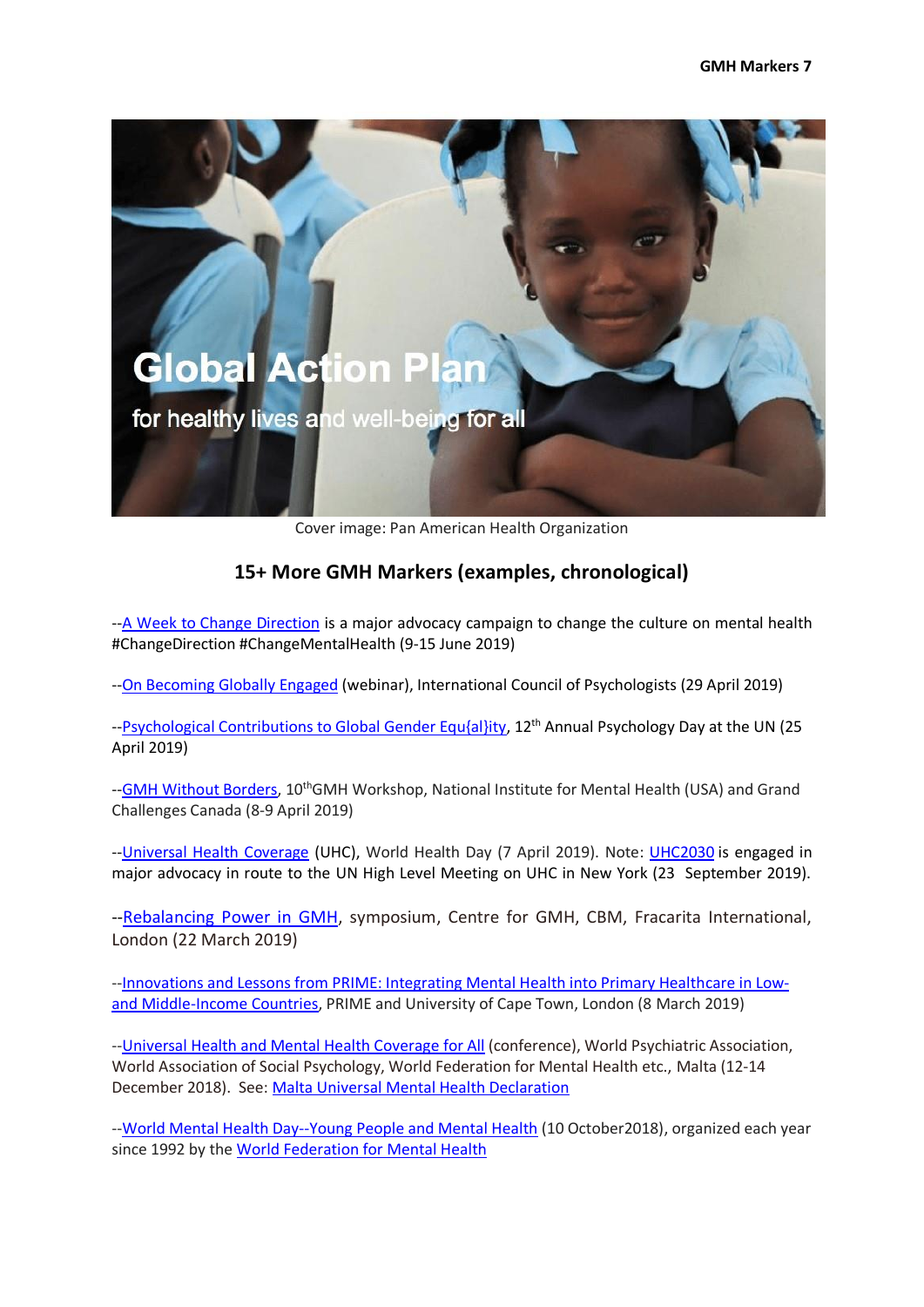Global Action Plan

for healthy lives and well-being for all

Cover image: Pan American Health Organization

## 15+ More GMH Markers (examples, chronological)

--A Week to Change Direction is a major advocacy campaign to change the culture on mental health #ChangeDirection #ChangeMentalHealth (9-15 June 2019)

--On Becoming Globally Engaged (webinar), International Council of Psychologists (29 April 2019)

--Psychological Contributions to Global Gender Equ{al}ity, 12th Annual Psychology Day at the UN (25 April 2019)

--GMH Without Borders, 10th GMH Workshop, National Institute for Mental Health (USA) and Grand Challenges Canada (8-9 April 2019)

--Universal Health Coverage (UHC), World Health Day (7 April 2019). Note: UHC2030 is engaged in major advocacy in route to the UN High Level Meeting on UHC in New York (23 September 2019).

--Rebalancing Power in GMH, symposium, Centre for GMH, CBM, Fracarita International, London (22 March 2019)

--Innovations and Lessons from PRIME: Integrating Mental Health into Primary Healthcare in Low- and Middle-Income Countries, PRIME and University of Cape Town, London (8 March 2019)

--Universal Health and Mental Health Coverage for All (conference), World Psychiatric Association, World Association of Social Psychology, World Federation for Mental Health etc., Malta (12-14 December 2018). See: Malta Universal Mental Health Declaration

--World Mental Health Day--Young People and Mental Health (10 October2018), organized each year since 1992 by the World Federation for Mental Health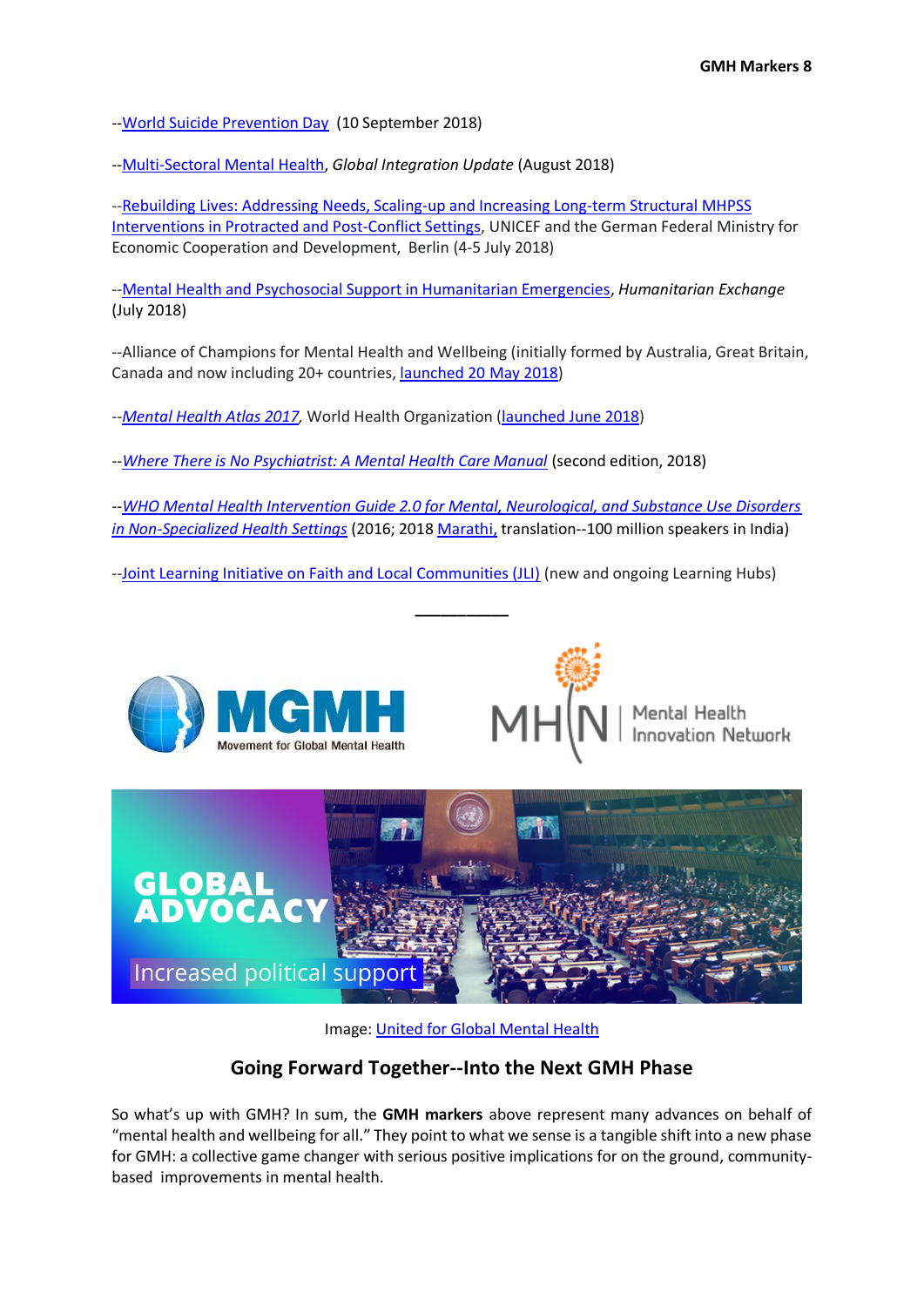--World Suicide Prevention Day (10 September 2018)

--Multi-Sectoral Mental Health, *Global Integration Update* (August 2018)

--Rebuilding Lives: Addressing Needs, Scaling-up and Increasing Long-term Structural MHPSS Interventions in Protracted and Post-Conflict Settings, UNICEF and the German Federal Ministry for Economic Cooperation and Development, Berlin (4-5 July 2018)

--Mental Health and Psychosocial Support in Humanitarian Emergencies, *Humanitarian Exchange* (July 2018)

--Alliance of Champions for Mental Health and Wellbeing (initially formed by Australia, Great Britain, Canada and now including 20+ countries, launched 20 May 2018)

--*Mental Health Atlas 2017*, World Health Organization (launched June 2018)

--*Where There is No Psychiatrist: A Mental Health Care Manual* (second edition, 2018)

--*WHO Mental Health Intervention Guide 2.0 for Mental, Neurological, and Substance Use Disorders in Non-Specialized Health Settings* (2016; 2018 Marathi, translation--100 million speakers in India)

--Joint Learning Initiative on Faith and Local Communities (JLI) (new and ongoing Learning Hubs)

___________

Image: United for Global Mental Health

## Going Forward Together--Into the Next GMH Phase

So what's up with GMH? In sum, the **GMH markers** above represent many advances on behalf of "mental health and wellbeing for all." They point to what we sense is a tangible shift into a new phase for GMH: a collective game changer with serious positive implications for on the ground, community-based improvements in mental health.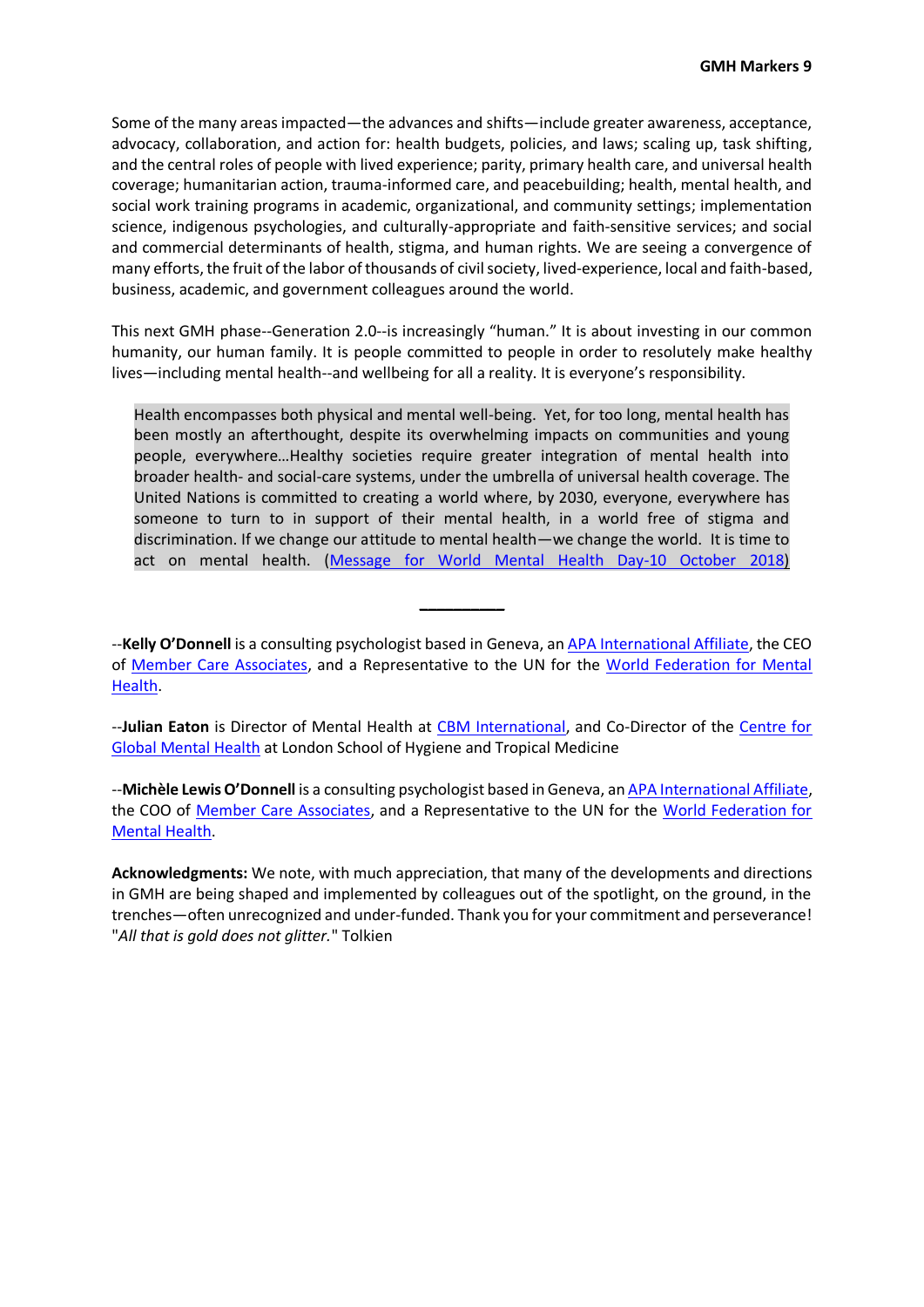Some of the many areas impacted—the advances and shifts—include greater awareness, acceptance, advocacy, collaboration, and action for: health budgets, policies, and laws; scaling up, task shifting, and the central roles of people with lived experience; parity, primary health care, and universal health coverage; humanitarian action, trauma-informed care, and peacebuilding; health, mental health, and social work training programs in academic, organizational, and community settings; implementation science, indigenous psychologies, and culturally-appropriate and faith-sensitive services; and social and commercial determinants of health, stigma, and human rights. We are seeing a convergence of many efforts, the fruit of the labor of thousands of civil society, lived-experience, local and faith-based, business, academic, and government colleagues around the world.

This next GMH phase--Generation 2.0--is increasingly "human." It is about investing in our common humanity, our human family. It is people committed to people in order to resolutely make healthy lives—including mental health--and wellbeing for all a reality. It is everyone's responsibility.

> Health encompasses both physical and mental well-being. Yet, for too long, mental health has been mostly an afterthought, despite its overwhelming impacts on communities and young people, everywhere…Healthy societies require greater integration of mental health into broader health- and social-care systems, under the umbrella of universal health coverage. The United Nations is committed to creating a world where, by 2030, everyone, everywhere has someone to turn to in support of their mental health, in a world free of stigma and discrimination. If we change our attitude to mental health—we change the world. It is time to act on mental health. (Message for World Mental Health Day-10 October 2018)

---

--**Kelly O'Donnell** is a consulting psychologist based in Geneva, an APA International Affiliate, the CEO of Member Care Associates, and a Representative to the UN for the World Federation for Mental Health.

--**Julian Eaton** is Director of Mental Health at CBM International, and Co-Director of the Centre for Global Mental Health at London School of Hygiene and Tropical Medicine

--**Michèle Lewis O'Donnell** is a consulting psychologist based in Geneva, an APA International Affiliate, the COO of Member Care Associates, and a Representative to the UN for the World Federation for Mental Health.

**Acknowledgments:** We note, with much appreciation, that many of the developments and directions in GMH are being shaped and implemented by colleagues out of the spotlight, on the ground, in the trenches—often unrecognized and under-funded. Thank you for your commitment and perseverance! "*All that is gold does not glitter.*" Tolkien